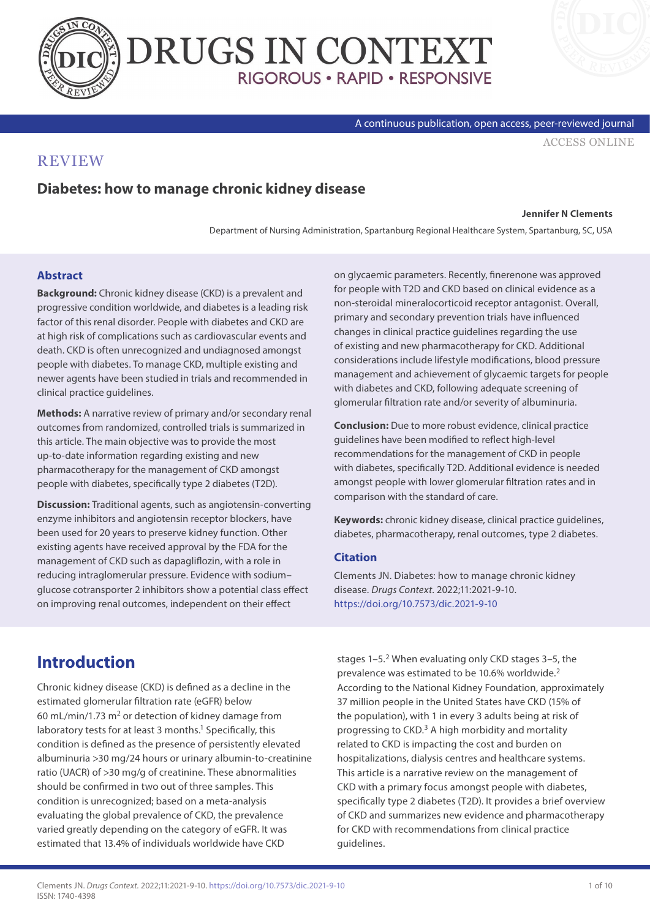REVIEW

# Diabetes: how to manage chronic kidney disease

**Jennifer N Clements**

Department of Nursing Administration, Spartanburg Regional Healthcare System, Spartanburg, SC, USA

## Abstract

**Background:** Chronic kidney disease (CKD) is a prevalent and progressive condition worldwide, and diabetes is a leading risk factor of this renal disorder. People with diabetes and CKD are at high risk of complications such as cardiovascular events and death. CKD is often unrecognized and undiagnosed amongst people with diabetes. To manage CKD, multiple existing and newer agents have been studied in trials and recommended in clinical practice guidelines.

**Methods:** A narrative review of primary and/or secondary renal outcomes from randomized, controlled trials is summarized in this article. The main objective was to provide the most up-to-date information regarding existing and new pharmacotherapy for the management of CKD amongst people with diabetes, specifically type 2 diabetes (T2D).

**Discussion:** Traditional agents, such as angiotensin-converting enzyme inhibitors and angiotensin receptor blockers, have been used for 20 years to preserve kidney function. Other existing agents have received approval by the FDA for the management of CKD such as dapagliflozin, with a role in reducing intraglomerular pressure. Evidence with sodium–glucose cotransporter 2 inhibitors show a potential class effect on improving renal outcomes, independent on their effect on glycaemic parameters. Recently, finerenone was approved for people with T2D and CKD based on clinical evidence as a non-steroidal mineralocorticoid receptor antagonist. Overall, primary and secondary prevention trials have influenced changes in clinical practice guidelines regarding the use of existing and new pharmacotherapy for CKD. Additional considerations include lifestyle modifications, blood pressure management and achievement of glycaemic targets for people with diabetes and CKD, following adequate screening of glomerular filtration rate and/or severity of albuminuria.

**Conclusion:** Due to more robust evidence, clinical practice guidelines have been modified to reflect high-level recommendations for the management of CKD in people with diabetes, specifically T2D. Additional evidence is needed amongst people with lower glomerular filtration rates and in comparison with the standard of care.

**Keywords:** chronic kidney disease, clinical practice guidelines, diabetes, pharmacotherapy, renal outcomes, type 2 diabetes.

### Citation

Clements JN. Diabetes: how to manage chronic kidney disease. *Drugs Context*. 2022;11:2021-9-10. https://doi.org/10.7573/dic.2021-9-10

## Introduction

Chronic kidney disease (CKD) is defined as a decline in the estimated glomerular filtration rate (eGFR) below 60 mL/min/1.73 $m^2$ or detection of kidney damage from laboratory tests for at least 3 months.[1] Specifically, this condition is defined as the presence of persistently elevated albuminuria >30 mg/24 hours or urinary albumin-to-creatinine ratio (UACR) of >30 mg/g of creatinine. These abnormalities should be confirmed in two out of three samples. This condition is unrecognized; based on a meta-analysis evaluating the global prevalence of CKD, the prevalence varied greatly depending on the category of eGFR. It was estimated that 13.4% of individuals worldwide have CKD stages 1–5.[2] When evaluating only CKD stages 3–5, the prevalence was estimated to be 10.6% worldwide.[2] According to the National Kidney Foundation, approximately 37 million people in the United States have CKD (15% of the population), with 1 in every 3 adults being at risk of progressing to CKD.[3] A high morbidity and mortality related to CKD is impacting the cost and burden on hospitalizations, dialysis centres and healthcare systems. This article is a narrative review on the management of CKD with a primary focus amongst people with diabetes, specifically type 2 diabetes (T2D). It provides a brief overview of CKD and summarizes new evidence and pharmacotherapy for CKD with recommendations from clinical practice guidelines.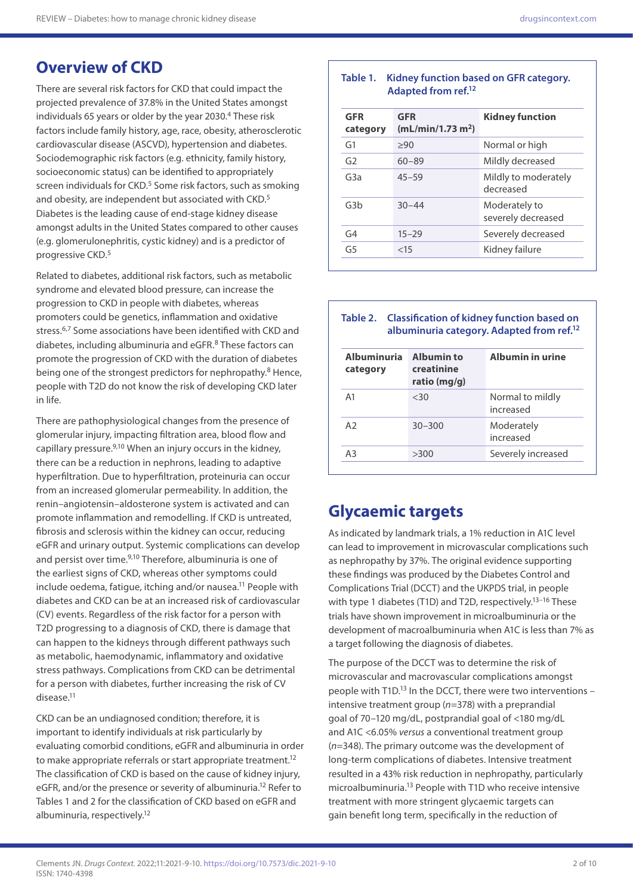## Overview of CKD

There are several risk factors for CKD that could impact the projected prevalence of 37.8% in the United States amongst individuals 65 years or older by the year 2030.[4] These risk factors include family history, age, race, obesity, atherosclerotic cardiovascular disease (ASCVD), hypertension and diabetes. Sociodemographic risk factors (e.g. ethnicity, family history, socioeconomic status) can be identified to appropriately screen individuals for CKD.[5] Some risk factors, such as smoking and obesity, are independent but associated with CKD.[5] Diabetes is the leading cause of end-stage kidney disease amongst adults in the United States compared to other causes (e.g. glomerulonephritis, cystic kidney) and is a predictor of progressive CKD.[5]

Related to diabetes, additional risk factors, such as metabolic syndrome and elevated blood pressure, can increase the progression to CKD in people with diabetes, whereas promoters could be genetics, inflammation and oxidative stress.[6,7] Some associations have been identified with CKD and diabetes, including albuminuria and eGFR.[8] These factors can promote the progression of CKD with the duration of diabetes being one of the strongest predictors for nephropathy.[8] Hence, people with T2D do not know the risk of developing CKD later in life.

There are pathophysiological changes from the presence of glomerular injury, impacting filtration area, blood flow and capillary pressure.[9,10] When an injury occurs in the kidney, there can be a reduction in nephrons, leading to adaptive hyperfiltration. Due to hyperfiltration, proteinuria can occur from an increased glomerular permeability. In addition, the renin–angiotensin–aldosterone system is activated and can promote inflammation and remodelling. If CKD is untreated, fibrosis and sclerosis within the kidney can occur, reducing eGFR and urinary output. Systemic complications can develop and persist over time.[9,10] Therefore, albuminuria is one of the earliest signs of CKD, whereas other symptoms could include oedema, fatigue, itching and/or nausea.[11] People with diabetes and CKD can be at an increased risk of cardiovascular (CV) events. Regardless of the risk factor for a person with T2D progressing to a diagnosis of CKD, there is damage that can happen to the kidneys through different pathways such as metabolic, haemodynamic, inflammatory and oxidative stress pathways. Complications from CKD can be detrimental for a person with diabetes, further increasing the risk of CV disease.[11]

CKD can be an undiagnosed condition; therefore, it is important to identify individuals at risk particularly by evaluating comorbid conditions, eGFR and albuminuria in order to make appropriate referrals or start appropriate treatment.[12] The classification of CKD is based on the cause of kidney injury, eGFR, and/or the presence or severity of albuminuria.[12] Refer to Tables 1 and 2 for the classification of CKD based on eGFR and albuminuria, respectively.[12]

**Table 1. Kidney function based on GFR category. Adapted from ref.[12]**

| GFR category | GFR (mL/min/1.73 $m^2$) | Kidney function |
|---|---|---|
| G1 | ≥90 | Normal or high |
| G2 | 60–89 | Mildly decreased |
| G3a | 45–59 | Mildly to moderately decreased |
| G3b | 30–44 | Moderately to severely decreased |
| G4 | 15–29 | Severely decreased |
| G5 | <15 | Kidney failure |

**Table 2. Classification of kidney function based on albuminuria category. Adapted from ref.[12]**

| Albuminuria category | Albumin to creatinine ratio (mg/g) | Albumin in urine |
|---|---|---|
| A1 | <30 | Normal to mildly increased |
| A2 | 30–300 | Moderately increased |
| A3 | >300 | Severely increased |

## Glycaemic targets

As indicated by landmark trials, a 1% reduction in A1C level can lead to improvement in microvascular complications such as nephropathy by 37%. The original evidence supporting these findings was produced by the Diabetes Control and Complications Trial (DCCT) and the UKPDS trial, in people with type 1 diabetes (T1D) and T2D, respectively.[13–16] These trials have shown improvement in microalbuminuria or the development of macroalbuminuria when A1C is less than 7% as a target following the diagnosis of diabetes.

The purpose of the DCCT was to determine the risk of microvascular and macrovascular complications amongst people with T1D.[13] In the DCCT, there were two interventions – intensive treatment group (*n*=378) with a preprandial goal of 70–120 mg/dL, postprandial goal of <180 mg/dL and A1C <6.05% *versus* a conventional treatment group (*n*=348). The primary outcome was the development of long-term complications of diabetes. Intensive treatment resulted in a 43% risk reduction in nephropathy, particularly microalbuminuria.[13] People with T1D who receive intensive treatment with more stringent glycaemic targets can gain benefit long term, specifically in the reduction of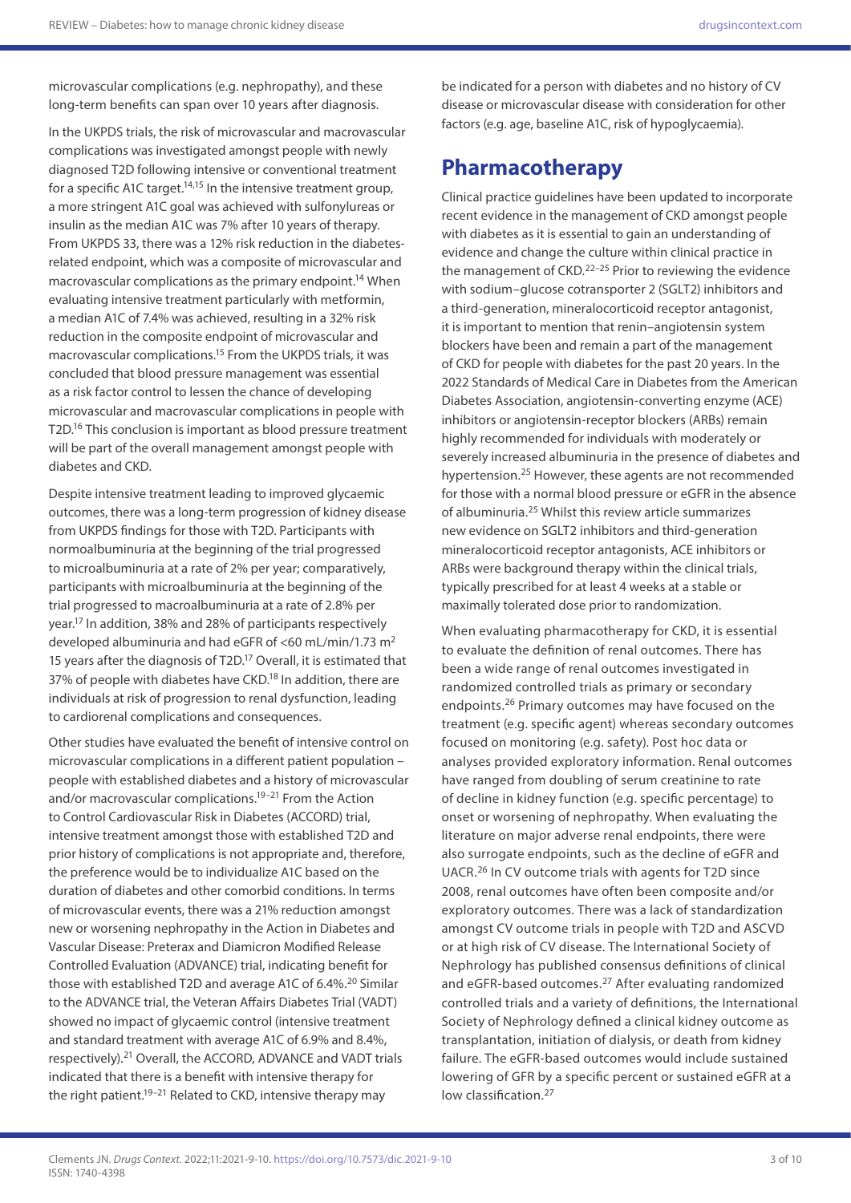microvascular complications (e.g. nephropathy), and these long-term benefits can span over 10 years after diagnosis.

In the UKPDS trials, the risk of microvascular and macrovascular complications was investigated amongst people with newly diagnosed T2D following intensive or conventional treatment for a specific A1C target.[14,15] In the intensive treatment group, a more stringent A1C goal was achieved with sulfonylureas or insulin as the median A1C was 7% after 10 years of therapy. From UKPDS 33, there was a 12% risk reduction in the diabetes-related endpoint, which was a composite of microvascular and macrovascular complications as the primary endpoint.[14] When evaluating intensive treatment particularly with metformin, a median A1C of 7.4% was achieved, resulting in a 32% risk reduction in the composite endpoint of microvascular and macrovascular complications.[15] From the UKPDS trials, it was concluded that blood pressure management was essential as a risk factor control to lessen the chance of developing microvascular and macrovascular complications in people with T2D.[16] This conclusion is important as blood pressure treatment will be part of the overall management amongst people with diabetes and CKD.

Despite intensive treatment leading to improved glycaemic outcomes, there was a long-term progression of kidney disease from UKPDS findings for those with T2D. Participants with normoalbuminuria at the beginning of the trial progressed to microalbuminuria at a rate of 2% per year; comparatively, participants with microalbuminuria at the beginning of the trial progressed to macroalbuminuria at a rate of 2.8% per year.[17] In addition, 38% and 28% of participants respectively developed albuminuria and had eGFR of <60 mL/min/1.73 $m^2$ 15 years after the diagnosis of T2D.[17] Overall, it is estimated that 37% of people with diabetes have CKD.[18] In addition, there are individuals at risk of progression to renal dysfunction, leading to cardiorenal complications and consequences.

Other studies have evaluated the benefit of intensive control on microvascular complications in a different patient population – people with established diabetes and a history of microvascular and/or macrovascular complications.[19–21] From the Action to Control Cardiovascular Risk in Diabetes (ACCORD) trial, intensive treatment amongst those with established T2D and prior history of complications is not appropriate and, therefore, the preference would be to individualize A1C based on the duration of diabetes and other comorbid conditions. In terms of microvascular events, there was a 21% reduction amongst new or worsening nephropathy in the Action in Diabetes and Vascular Disease: Preterax and Diamicron Modified Release Controlled Evaluation (ADVANCE) trial, indicating benefit for those with established T2D and average A1C of 6.4%.[20] Similar to the ADVANCE trial, the Veteran Affairs Diabetes Trial (VADT) showed no impact of glycaemic control (intensive treatment and standard treatment with average A1C of 6.9% and 8.4%, respectively).[21] Overall, the ACCORD, ADVANCE and VADT trials indicated that there is a benefit with intensive therapy for the right patient.[19–21] Related to CKD, intensive therapy may be indicated for a person with diabetes and no history of CV disease or microvascular disease with consideration for other factors (e.g. age, baseline A1C, risk of hypoglycaemia).

## Pharmacotherapy

Clinical practice guidelines have been updated to incorporate recent evidence in the management of CKD amongst people with diabetes as it is essential to gain an understanding of evidence and change the culture within clinical practice in the management of CKD.[22–25] Prior to reviewing the evidence with sodium–glucose cotransporter 2 (SGLT2) inhibitors and a third-generation, mineralocorticoid receptor antagonist, it is important to mention that renin–angiotensin system blockers have been and remain a part of the management of CKD for people with diabetes for the past 20 years. In the 2022 Standards of Medical Care in Diabetes from the American Diabetes Association, angiotensin-converting enzyme (ACE) inhibitors or angiotensin-receptor blockers (ARBs) remain highly recommended for individuals with moderately or severely increased albuminuria in the presence of diabetes and hypertension.[25] However, these agents are not recommended for those with a normal blood pressure or eGFR in the absence of albuminuria.[25] Whilst this review article summarizes new evidence on SGLT2 inhibitors and third-generation mineralocorticoid receptor antagonists, ACE inhibitors or ARBs were background therapy within the clinical trials, typically prescribed for at least 4 weeks at a stable or maximally tolerated dose prior to randomization.

When evaluating pharmacotherapy for CKD, it is essential to evaluate the definition of renal outcomes. There has been a wide range of renal outcomes investigated in randomized controlled trials as primary or secondary endpoints.[26] Primary outcomes may have focused on the treatment (e.g. specific agent) whereas secondary outcomes focused on monitoring (e.g. safety). Post hoc data or analyses provided exploratory information. Renal outcomes have ranged from doubling of serum creatinine to rate of decline in kidney function (e.g. specific percentage) to onset or worsening of nephropathy. When evaluating the literature on major adverse renal endpoints, there were also surrogate endpoints, such as the decline of eGFR and UACR.[26] In CV outcome trials with agents for T2D since 2008, renal outcomes have often been composite and/or exploratory outcomes. There was a lack of standardization amongst CV outcome trials in people with T2D and ASCVD or at high risk of CV disease. The International Society of Nephrology has published consensus definitions of clinical and eGFR-based outcomes.[27] After evaluating randomized controlled trials and a variety of definitions, the International Society of Nephrology defined a clinical kidney outcome as transplantation, initiation of dialysis, or death from kidney failure. The eGFR-based outcomes would include sustained lowering of GFR by a specific percent or sustained eGFR at a low classification.[27]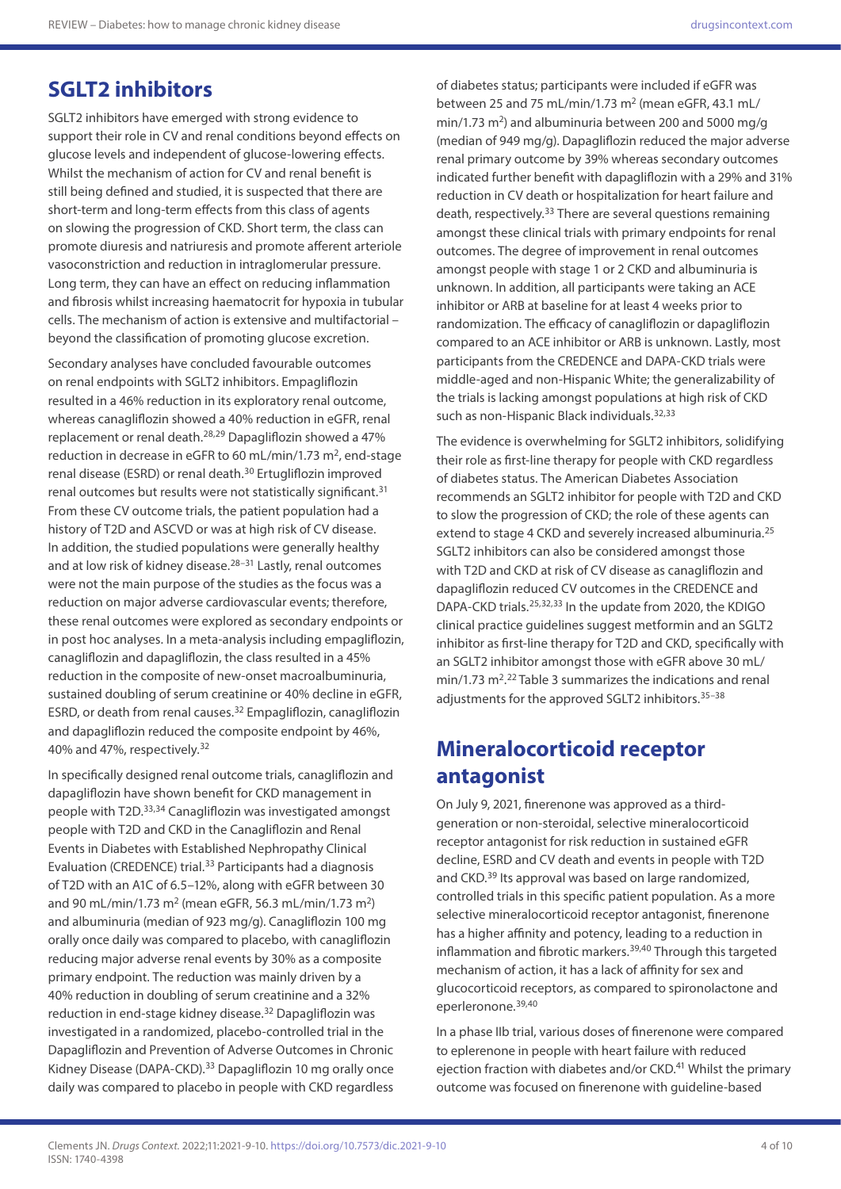## SGLT2 inhibitors

SGLT2 inhibitors have emerged with strong evidence to support their role in CV and renal conditions beyond effects on glucose levels and independent of glucose-lowering effects. Whilst the mechanism of action for CV and renal benefit is still being defined and studied, it is suspected that there are short-term and long-term effects from this class of agents on slowing the progression of CKD. Short term, the class can promote diuresis and natriuresis and promote afferent arteriole vasoconstriction and reduction in intraglomerular pressure. Long term, they can have an effect on reducing inflammation and fibrosis whilst increasing haematocrit for hypoxia in tubular cells. The mechanism of action is extensive and multifactorial – beyond the classification of promoting glucose excretion.

Secondary analyses have concluded favourable outcomes on renal endpoints with SGLT2 inhibitors. Empagliflozin resulted in a 46% reduction in its exploratory renal outcome, whereas canagliflozin showed a 40% reduction in eGFR, renal replacement or renal death.[28,29] Dapagliflozin showed a 47% reduction in decrease in eGFR to 60 mL/min/1.73 m$^2$, end-stage renal disease (ESRD) or renal death.[30] Ertugliflozin improved renal outcomes but results were not statistically significant.[31] From these CV outcome trials, the patient population had a history of T2D and ASCVD or was at high risk of CV disease. In addition, the studied populations were generally healthy and at low risk of kidney disease.[28–31] Lastly, renal outcomes were not the main purpose of the studies as the focus was a reduction on major adverse cardiovascular events; therefore, these renal outcomes were explored as secondary endpoints or in post hoc analyses. In a meta-analysis including empagliflozin, canagliflozin and dapagliflozin, the class resulted in a 45% reduction in the composite of new-onset macroalbuminuria, sustained doubling of serum creatinine or 40% decline in eGFR, ESRD, or death from renal causes.[32] Empagliflozin, canagliflozin and dapagliflozin reduced the composite endpoint by 46%, 40% and 47%, respectively.[32]

In specifically designed renal outcome trials, canagliflozin and dapagliflozin have shown benefit for CKD management in people with T2D.[33,34] Canagliflozin was investigated amongst people with T2D and CKD in the Canagliflozin and Renal Events in Diabetes with Established Nephropathy Clinical Evaluation (CREDENCE) trial.[33] Participants had a diagnosis of T2D with an A1C of 6.5–12%, along with eGFR between 30 and 90 mL/min/1.73 m$^2$ (mean eGFR, 56.3 mL/min/1.73 m$^2$) and albuminuria (median of 923 mg/g). Canagliflozin 100 mg orally once daily was compared to placebo, with canagliflozin reducing major adverse renal events by 30% as a composite primary endpoint. The reduction was mainly driven by a 40% reduction in doubling of serum creatinine and a 32% reduction in end-stage kidney disease.[32] Dapagliflozin was investigated in a randomized, placebo-controlled trial in the Dapagliflozin and Prevention of Adverse Outcomes in Chronic Kidney Disease (DAPA-CKD).[33] Dapagliflozin 10 mg orally once daily was compared to placebo in people with CKD regardless of diabetes status; participants were included if eGFR was between 25 and 75 mL/min/1.73 m$^2$ (mean eGFR, 43.1 mL/min/1.73 m$^2$) and albuminuria between 200 and 5000 mg/g (median of 949 mg/g). Dapagliflozin reduced the major adverse renal primary outcome by 39% whereas secondary outcomes indicated further benefit with dapagliflozin with a 29% and 31% reduction in CV death or hospitalization for heart failure and death, respectively.[33] There are several questions remaining amongst these clinical trials with primary endpoints for renal outcomes. The degree of improvement in renal outcomes amongst people with stage 1 or 2 CKD and albuminuria is unknown. In addition, all participants were taking an ACE inhibitor or ARB at baseline for at least 4 weeks prior to randomization. The efficacy of canagliflozin or dapagliflozin compared to an ACE inhibitor or ARB is unknown. Lastly, most participants from the CREDENCE and DAPA-CKD trials were middle-aged and non-Hispanic White; the generalizability of the trials is lacking amongst populations at high risk of CKD such as non-Hispanic Black individuals.[32,33]

The evidence is overwhelming for SGLT2 inhibitors, solidifying their role as first-line therapy for people with CKD regardless of diabetes status. The American Diabetes Association recommends an SGLT2 inhibitor for people with T2D and CKD to slow the progression of CKD; the role of these agents can extend to stage 4 CKD and severely increased albuminuria.[25] SGLT2 inhibitors can also be considered amongst those with T2D and CKD at risk of CV disease as canagliflozin and dapagliflozin reduced CV outcomes in the CREDENCE and DAPA-CKD trials.[25,32,33] In the update from 2020, the KDIGO clinical practice guidelines suggest metformin and an SGLT2 inhibitor as first-line therapy for T2D and CKD, specifically with an SGLT2 inhibitor amongst those with eGFR above 30 mL/min/1.73 m$^2$.[22] Table 3 summarizes the indications and renal adjustments for the approved SGLT2 inhibitors.[35–38]

## Mineralocorticoid receptor antagonist

On July 9, 2021, finerenone was approved as a third-generation or non-steroidal, selective mineralocorticoid receptor antagonist for risk reduction in sustained eGFR decline, ESRD and CV death and events in people with T2D and CKD.[39] Its approval was based on large randomized, controlled trials in this specific patient population. As a more selective mineralocorticoid receptor antagonist, finerenone has a higher affinity and potency, leading to a reduction in inflammation and fibrotic markers.[39,40] Through this targeted mechanism of action, it has a lack of affinity for sex and glucocorticoid receptors, as compared to spironolactone and eperleronone.[39,40]

In a phase IIb trial, various doses of finerenone were compared to eplerenone in people with heart failure with reduced ejection fraction with diabetes and/or CKD.[41] Whilst the primary outcome was focused on finerenone with guideline-based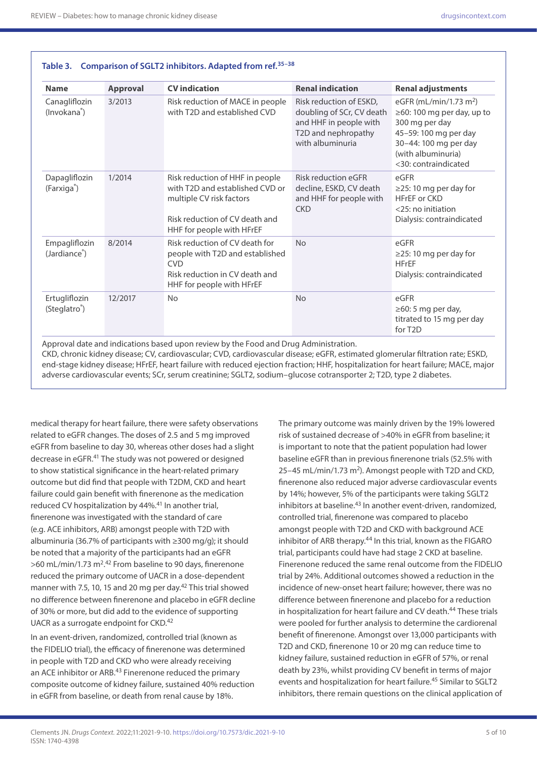**Table 3. Comparison of SGLT2 inhibitors. Adapted from ref.[35–38]**

| Name | Approval | CV indication | Renal indication | Renal adjustments |
|---|---|---|---|---|
| Canagliflozin (Invokana®) | 3/2013 | Risk reduction of MACE in people with T2D and established CVD | Risk reduction of ESKD, doubling of SCr, CV death and HHF in people with T2D and nephropathy with albuminuria | eGFR (mL/min/1.73 m$^2$)<br>≥60: 100 mg per day, up to 300 mg per day<br>45–59: 100 mg per day<br>30–44: 100 mg per day (with albuminuria)<br><30: contraindicated |
| Dapagliflozin (Farxiga®) | 1/2014 | Risk reduction of HHF in people with T2D and established CVD or multiple CV risk factors<br><br>Risk reduction of CV death and HHF for people with HFrEF | Risk reduction eGFR decline, ESKD, CV death and HHF for people with CKD | eGFR<br>≥25: 10 mg per day for HFrEF or CKD<br><25: no initiation<br>Dialysis: contraindicated |
| Empagliflozin (Jardiance®) | 8/2014 | Risk reduction of CV death for people with T2D and established CVD<br>Risk reduction in CV death and HHF for people with HFrEF | No | eGFR<br>≥25: 10 mg per day for HFrEF<br>Dialysis: contraindicated |
| Ertugliflozin (Steglatro®) | 12/2017 | No | No | eGFR<br>≥60: 5 mg per day, titrated to 15 mg per day for T2D |

Approval date and indications based upon review by the Food and Drug Administration.
CKD, chronic kidney disease; CV, cardiovascular; CVD, cardiovascular disease; eGFR, estimated glomerular filtration rate; ESKD, end-stage kidney disease; HFrEF, heart failure with reduced ejection fraction; HHF, hospitalization for heart failure; MACE, major adverse cardiovascular events; SCr, serum creatinine; SGLT2, sodium–glucose cotransporter 2; T2D, type 2 diabetes.

medical therapy for heart failure, there were safety observations related to eGFR changes. The doses of 2.5 and 5 mg improved eGFR from baseline to day 30, whereas other doses had a slight decrease in eGFR.[41] The study was not powered or designed to show statistical significance in the heart-related primary outcome but did find that people with T2DM, CKD and heart failure could gain benefit with finerenone as the medication reduced CV hospitalization by 44%.[41] In another trial, finerenone was investigated with the standard of care (e.g. ACE inhibitors, ARB) amongst people with T2D with albuminuria (36.7% of participants with ≥300 mg/g); it should be noted that a majority of the participants had an eGFR >60 mL/min/1.73 m$^2$.[42] From baseline to 90 days, finerenone reduced the primary outcome of UACR in a dose-dependent manner with 7.5, 10, 15 and 20 mg per day.[42] This trial showed no difference between finerenone and placebo in eGFR decline of 30% or more, but did add to the evidence of supporting UACR as a surrogate endpoint for CKD.[42]

In an event-driven, randomized, controlled trial (known as the FIDELIO trial), the efficacy of finerenone was determined in people with T2D and CKD who were already receiving an ACE inhibitor or ARB.[43] Finerenone reduced the primary composite outcome of kidney failure, sustained 40% reduction in eGFR from baseline, or death from renal cause by 18%. The primary outcome was mainly driven by the 19% lowered risk of sustained decrease of >40% in eGFR from baseline; it is important to note that the patient population had lower baseline eGFR than in previous finerenone trials (52.5% with 25–45 mL/min/1.73 m$^2$). Amongst people with T2D and CKD, finerenone also reduced major adverse cardiovascular events by 14%; however, 5% of the participants were taking SGLT2 inhibitors at baseline.[43] In another event-driven, randomized, controlled trial, finerenone was compared to placebo amongst people with T2D and CKD with background ACE inhibitor of ARB therapy.[44] In this trial, known as the FIGARO trial, participants could have had stage 2 CKD at baseline. Finerenone reduced the same renal outcome from the FIDELIO trial by 24%. Additional outcomes showed a reduction in the incidence of new-onset heart failure; however, there was no difference between finerenone and placebo for a reduction in hospitalization for heart failure and CV death.[44] These trials were pooled for further analysis to determine the cardiorenal benefit of finerenone. Amongst over 13,000 participants with T2D and CKD, finerenone 10 or 20 mg can reduce time to kidney failure, sustained reduction in eGFR of 57%, or renal death by 23%, whilst providing CV benefit in terms of major events and hospitalization for heart failure.[45] Similar to SGLT2 inhibitors, there remain questions on the clinical application of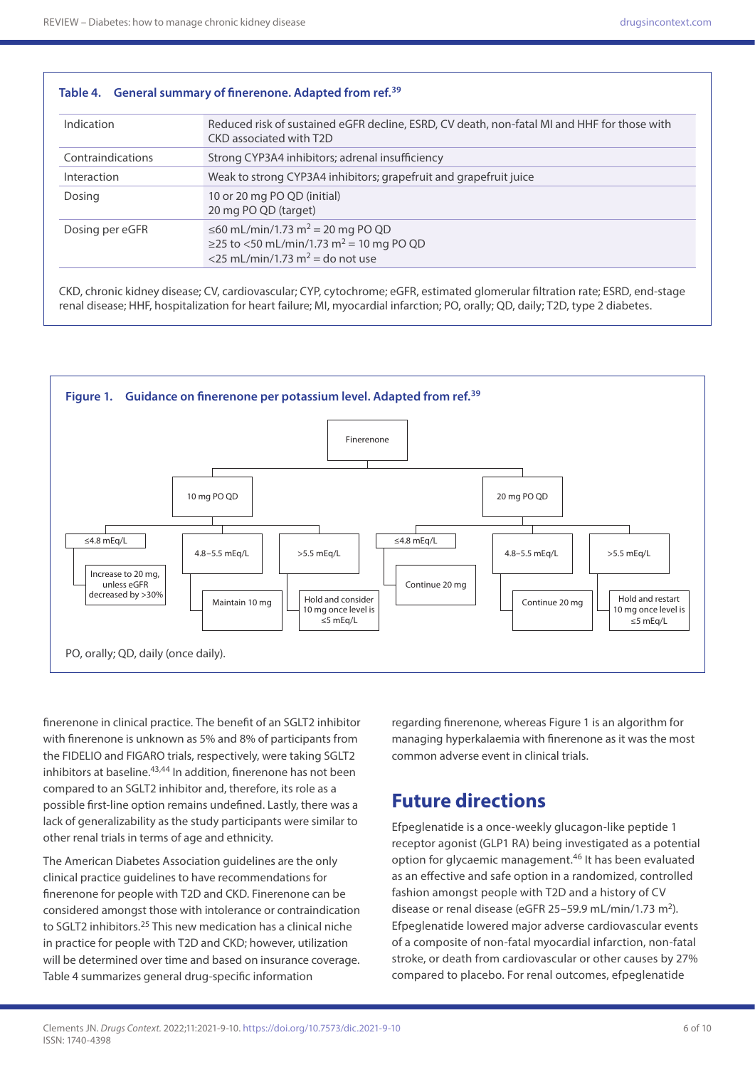**Table 4. General summary of finerenone. Adapted from ref.[39]**

| | |
|---|---|
| Indication | Reduced risk of sustained eGFR decline, ESRD, CV death, non-fatal MI and HHF for those with CKD associated with T2D |
| Contraindications | Strong CYP3A4 inhibitors; adrenal insufficiency |
| Interaction | Weak to strong CYP3A4 inhibitors; grapefruit and grapefruit juice |
| Dosing | 10 or 20 mg PO QD (initial)<br>20 mg PO QD (target) |
| Dosing per eGFR | ≤60 mL/min/1.73 $m^2$ = 20 mg PO QD<br>≥25 to <50 mL/min/1.73 $m^2$ = 10 mg PO QD<br><25 mL/min/1.73 $m^2$ = do not use |

CKD, chronic kidney disease; CV, cardiovascular; CYP, cytochrome; eGFR, estimated glomerular filtration rate; ESRD, end-stage renal disease; HHF, hospitalization for heart failure; MI, myocardial infarction; PO, orally; QD, daily; T2D, type 2 diabetes.

**Figure 1. Guidance on finerenone per potassium level. Adapted from ref.[39]**

- Finerenone
  - 10 mg PO QD
    - ≤4.8 mEq/L → Increase to 20 mg, unless eGFR decreased by >30%
    - 4.8–5.5 mEq/L → Maintain 10 mg
    - >5.5 mEq/L → Hold and consider 10 mg once level is ≤5 mEq/L
  - 20 mg PO QD
    - ≤4.8 mEq/L → Continue 20 mg
    - 4.8–5.5 mEq/L → Continue 20 mg
    - >5.5 mEq/L → Hold and restart 10 mg once level is ≤5 mEq/L

PO, orally; QD, daily (once daily).

finerenone in clinical practice. The benefit of an SGLT2 inhibitor with finerenone is unknown as 5% and 8% of participants from the FIDELIO and FIGARO trials, respectively, were taking SGLT2 inhibitors at baseline.[43,44] In addition, finerenone has not been compared to an SGLT2 inhibitor and, therefore, its role as a possible first-line option remains undefined. Lastly, there was a lack of generalizability as the study participants were similar to other renal trials in terms of age and ethnicity.

The American Diabetes Association guidelines are the only clinical practice guidelines to have recommendations for finerenone for people with T2D and CKD. Finerenone can be considered amongst those with intolerance or contraindication to SGLT2 inhibitors.[25] This new medication has a clinical niche in practice for people with T2D and CKD; however, utilization will be determined over time and based on insurance coverage. Table 4 summarizes general drug-specific information regarding finerenone, whereas Figure 1 is an algorithm for managing hyperkalaemia with finerenone as it was the most common adverse event in clinical trials.

## Future directions

Efpeglenatide is a once-weekly glucagon-like peptide 1 receptor agonist (GLP1 RA) being investigated as a potential option for glycaemic management.[46] It has been evaluated as an effective and safe option in a randomized, controlled fashion amongst people with T2D and a history of CV disease or renal disease (eGFR 25–59.9 mL/min/1.73 $m^2$). Efpeglenatide lowered major adverse cardiovascular events of a composite of non-fatal myocardial infarction, non-fatal stroke, or death from cardiovascular or other causes by 27% compared to placebo. For renal outcomes, efpeglenatide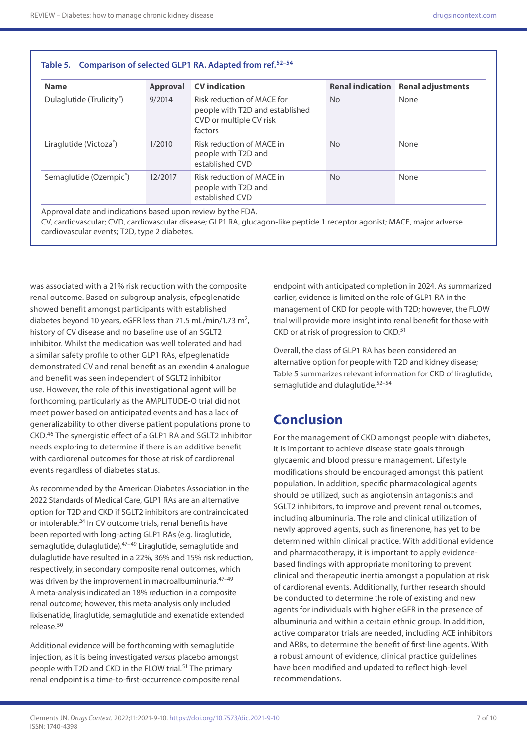**Table 5. Comparison of selected GLP1 RA. Adapted from ref.[52–54]**

| Name | Approval | CV indication | Renal indication | Renal adjustments |
|---|---|---|---|---|
| Dulaglutide (Trulicity®) | 9/2014 | Risk reduction of MACE for people with T2D and established CVD or multiple CV risk factors | No | None |
| Liraglutide (Victoza®) | 1/2010 | Risk reduction of MACE in people with T2D and established CVD | No | None |
| Semaglutide (Ozempic®) | 12/2017 | Risk reduction of MACE in people with T2D and established CVD | No | None |

Approval date and indications based upon review by the FDA.
CV, cardiovascular; CVD, cardiovascular disease; GLP1 RA, glucagon-like peptide 1 receptor agonist; MACE, major adverse cardiovascular events; T2D, type 2 diabetes.

was associated with a 21% risk reduction with the composite renal outcome. Based on subgroup analysis, efpeglenatide showed benefit amongst participants with established diabetes beyond 10 years, eGFR less than 71.5 mL/min/1.73 m$^2$, history of CV disease and no baseline use of an SGLT2 inhibitor. Whilst the medication was well tolerated and had a similar safety profile to other GLP1 RAs, efpeglenatide demonstrated CV and renal benefit as an exendin 4 analogue and benefit was seen independent of SGLT2 inhibitor use. However, the role of this investigational agent will be forthcoming, particularly as the AMPLITUDE-O trial did not meet power based on anticipated events and has a lack of generalizability to other diverse patient populations prone to CKD.[46] The synergistic effect of a GLP1 RA and SGLT2 inhibitor needs exploring to determine if there is an additive benefit with cardiorenal outcomes for those at risk of cardiorenal events regardless of diabetes status.

As recommended by the American Diabetes Association in the 2022 Standards of Medical Care, GLP1 RAs are an alternative option for T2D and CKD if SGLT2 inhibitors are contraindicated or intolerable.[24] In CV outcome trials, renal benefits have been reported with long-acting GLP1 RAs (e.g. liraglutide, semaglutide, dulaglutide).[47–49] Liraglutide, semaglutide and dulaglutide have resulted in a 22%, 36% and 15% risk reduction, respectively, in secondary composite renal outcomes, which was driven by the improvement in macroalbuminuria.[47–49] A meta-analysis indicated an 18% reduction in a composite renal outcome; however, this meta-analysis only included lixisenatide, liraglutide, semaglutide and exenatide extended release.[50]

Additional evidence will be forthcoming with semaglutide injection, as it is being investigated *versus* placebo amongst people with T2D and CKD in the FLOW trial.[51] The primary renal endpoint is a time-to-first-occurrence composite renal endpoint with anticipated completion in 2024. As summarized earlier, evidence is limited on the role of GLP1 RA in the management of CKD for people with T2D; however, the FLOW trial will provide more insight into renal benefit for those with CKD or at risk of progression to CKD.[51]

Overall, the class of GLP1 RA has been considered an alternative option for people with T2D and kidney disease; Table 5 summarizes relevant information for CKD of liraglutide, semaglutide and dulaglutide.[52–54]

## Conclusion

For the management of CKD amongst people with diabetes, it is important to achieve disease state goals through glycaemic and blood pressure management. Lifestyle modifications should be encouraged amongst this patient population. In addition, specific pharmacological agents should be utilized, such as angiotensin antagonists and SGLT2 inhibitors, to improve and prevent renal outcomes, including albuminuria. The role and clinical utilization of newly approved agents, such as finerenone, has yet to be determined within clinical practice. With additional evidence and pharmacotherapy, it is important to apply evidence-based findings with appropriate monitoring to prevent clinical and therapeutic inertia amongst a population at risk of cardiorenal events. Additionally, further research should be conducted to determine the role of existing and new agents for individuals with higher eGFR in the presence of albuminuria and within a certain ethnic group. In addition, active comparator trials are needed, including ACE inhibitors and ARBs, to determine the benefit of first-line agents. With a robust amount of evidence, clinical practice guidelines have been modified and updated to reflect high-level recommendations.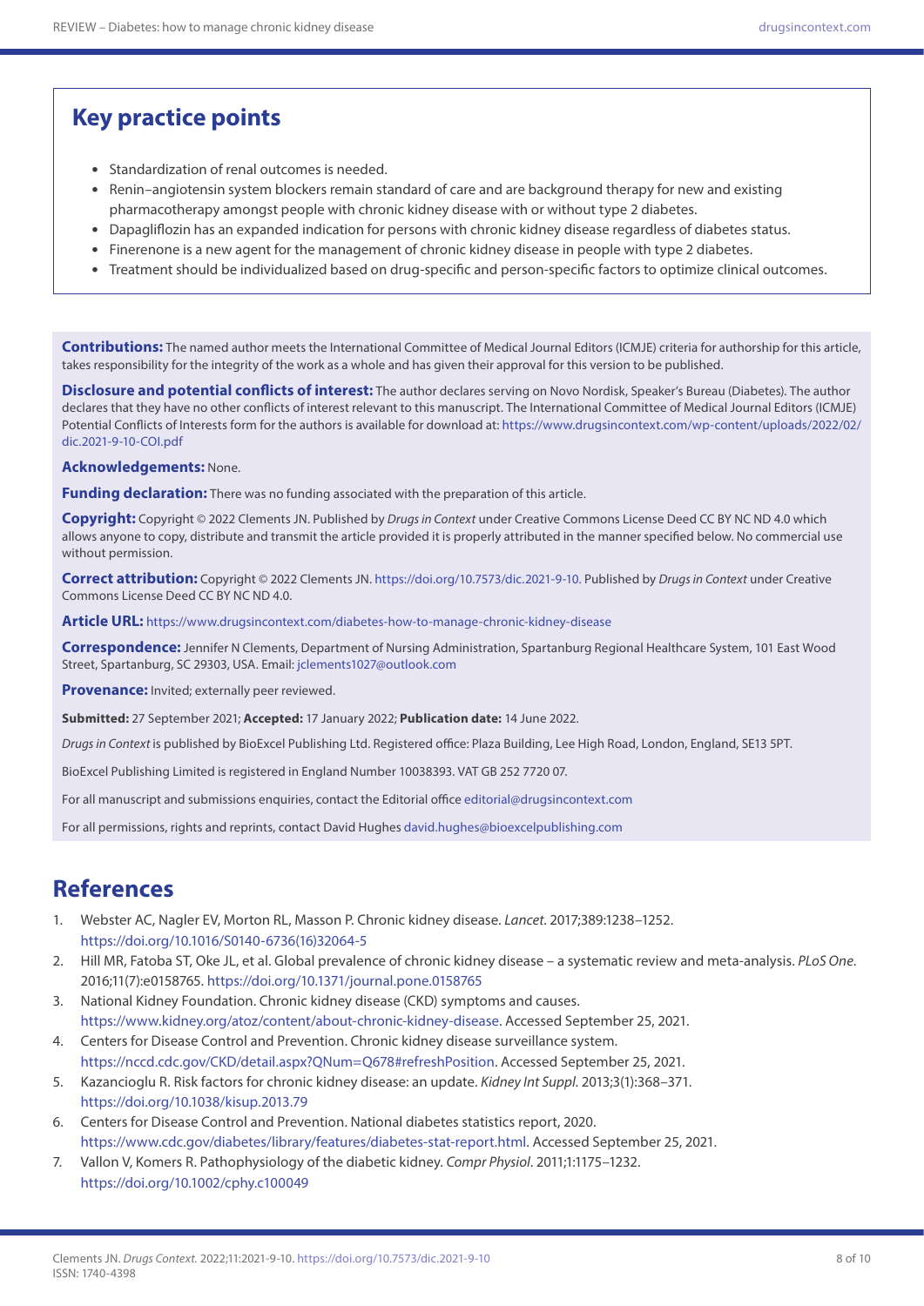## Key practice points

- Standardization of renal outcomes is needed.
- Renin–angiotensin system blockers remain standard of care and are background therapy for new and existing pharmacotherapy amongst people with chronic kidney disease with or without type 2 diabetes.
- Dapagliflozin has an expanded indication for persons with chronic kidney disease regardless of diabetes status.
- Finerenone is a new agent for the management of chronic kidney disease in people with type 2 diabetes.
- Treatment should be individualized based on drug-specific and person-specific factors to optimize clinical outcomes.

**Contributions:** The named author meets the International Committee of Medical Journal Editors (ICMJE) criteria for authorship for this article, takes responsibility for the integrity of the work as a whole and has given their approval for this version to be published.

**Disclosure and potential conflicts of interest:** The author declares serving on Novo Nordisk, Speaker's Bureau (Diabetes). The author declares that they have no other conflicts of interest relevant to this manuscript. The International Committee of Medical Journal Editors (ICMJE) Potential Conflicts of Interests form for the authors is available for download at: https://www.drugsincontext.com/wp-content/uploads/2022/02/dic.2021-9-10-COI.pdf

**Acknowledgements:** None.

**Funding declaration:** There was no funding associated with the preparation of this article.

**Copyright:** Copyright © 2022 Clements JN. Published by *Drugs in Context* under Creative Commons License Deed CC BY NC ND 4.0 which allows anyone to copy, distribute and transmit the article provided it is properly attributed in the manner specified below. No commercial use without permission.

**Correct attribution:** Copyright © 2022 Clements JN. https://doi.org/10.7573/dic.2021-9-10. Published by *Drugs in Context* under Creative Commons License Deed CC BY NC ND 4.0.

**Article URL:** https://www.drugsincontext.com/diabetes-how-to-manage-chronic-kidney-disease

**Correspondence:** Jennifer N Clements, Department of Nursing Administration, Spartanburg Regional Healthcare System, 101 East Wood Street, Spartanburg, SC 29303, USA. Email: jclements1027@outlook.com

**Provenance:** Invited; externally peer reviewed.

**Submitted:** 27 September 2021; **Accepted:** 17 January 2022; **Publication date:** 14 June 2022.

*Drugs in Context* is published by BioExcel Publishing Ltd. Registered office: Plaza Building, Lee High Road, London, England, SE13 5PT.

BioExcel Publishing Limited is registered in England Number 10038393. VAT GB 252 7720 07.

For all manuscript and submissions enquiries, contact the Editorial office editorial@drugsincontext.com

For all permissions, rights and reprints, contact David Hughes david.hughes@bioexcelpublishing.com

## References

1. Webster AC, Nagler EV, Morton RL, Masson P. Chronic kidney disease. *Lancet*. 2017;389:1238–1252. https://doi.org/10.1016/S0140-6736(16)32064-5
2. Hill MR, Fatoba ST, Oke JL, et al. Global prevalence of chronic kidney disease – a systematic review and meta-analysis. *PLoS One*. 2016;11(7):e0158765. https://doi.org/10.1371/journal.pone.0158765
3. National Kidney Foundation. Chronic kidney disease (CKD) symptoms and causes. https://www.kidney.org/atoz/content/about-chronic-kidney-disease. Accessed September 25, 2021.
4. Centers for Disease Control and Prevention. Chronic kidney disease surveillance system. https://nccd.cdc.gov/CKD/detail.aspx?QNum=Q678#refreshPosition. Accessed September 25, 2021.
5. Kazancioglu R. Risk factors for chronic kidney disease: an update. *Kidney Int Suppl*. 2013;3(1):368–371. https://doi.org/10.1038/kisup.2013.79
6. Centers for Disease Control and Prevention. National diabetes statistics report, 2020. https://www.cdc.gov/diabetes/library/features/diabetes-stat-report.html. Accessed September 25, 2021.
7. Vallon V, Komers R. Pathophysiology of the diabetic kidney. *Compr Physiol*. 2011;1:1175–1232. https://doi.org/10.1002/cphy.c100049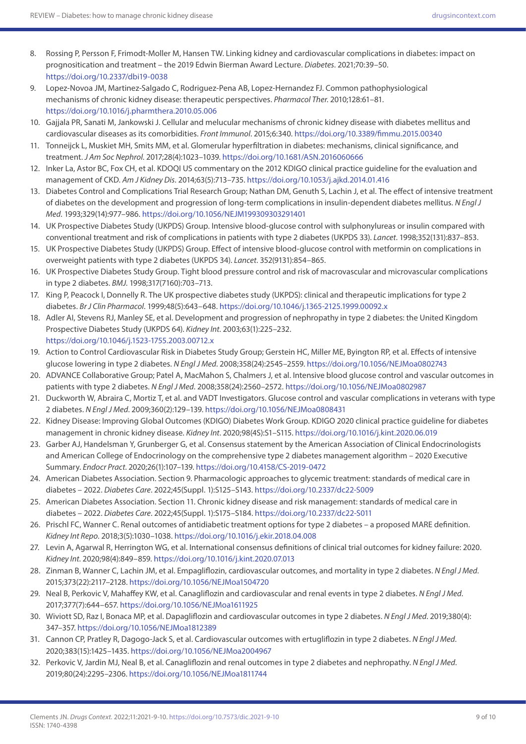8. Rossing P, Persson F, Frimodt-Moller M, Hansen TW. Linking kidney and cardiovascular complications in diabetes: impact on prognositication and treatment – the 2019 Edwin Bierman Award Lecture. *Diabetes*. 2021;70:39–50. https://doi.org/10.2337/dbi19-0038
9. Lopez-Novoa JM, Martinez-Salgado C, Rodriguez-Pena AB, Lopez-Hernandez FJ. Common pathophysiological mechanisms of chronic kidney disease: therapeutic perspectives. *Pharmacol Ther*. 2010;128:61–81. https://doi.org/10.1016/j.pharmthera.2010.05.006
10. Gajjala PR, Sanati M, Jankowski J. Cellular and melucular mechanisms of chronic kidney disease with diabetes mellitus and cardiovascular diseases as its comorbidities. *Front Immunol*. 2015;6:340. https://doi.org/10.3389/fimmu.2015.00340
11. Tonneijck L, Muskiet MH, Smits MM, et al. Glomerular hyperfiltration in diabetes: mechanisms, clinical significance, and treatment. *J Am Soc Nephrol*. 2017;28(4):1023–1039. https://doi.org/10.1681/ASN.2016060666
12. Inker La, Astor BC, Fox CH, et al. KDOQI US commentary on the 2012 KDIGO clinical practice guideline for the evaluation and management of CKD. *Am J Kidney Dis*. 2014;63(5):713–735. https://doi.org/10.1053/j.ajkd.2014.01.416
13. Diabetes Control and Complications Trial Research Group; Nathan DM, Genuth S, Lachin J, et al. The effect of intensive treatment of diabetes on the development and progression of long-term complications in insulin-dependent diabetes mellitus. *N Engl J Med*. 1993;329(14):977–986. https://doi.org/10.1056/NEJM199309303291401
14. UK Prospective Diabetes Study (UKPDS) Group. Intensive blood-glucose control with sulphonylureas or insulin compared with conventional treatment and risk of complications in patients with type 2 diabetes (UKPDS 33). *Lancet*. 1998;352(131):837–853.
15. UK Prospective Diabetes Study (UKPDS) Group. Effect of intensive blood-glucose control with metformin on complications in overweight patients with type 2 diabetes (UKPDS 34). *Lancet*. 352(9131):854–865.
16. UK Prospective Diabetes Study Group. Tight blood pressure control and risk of macrovascular and microvascular complications in type 2 diabetes. *BMJ*. 1998;317(7160):703–713.
17. King P, Peacock I, Donnelly R. The UK prospective diabetes study (UKPDS): clinical and therapeutic implications for type 2 diabetes. *Br J Clin Pharmacol*. 1999;48(5):643–648. https://doi.org/10.1046/j.1365-2125.1999.00092.x
18. Adler AI, Stevens RJ, Manley SE, et al. Development and progression of nephropathy in type 2 diabetes: the United Kingdom Prospective Diabetes Study (UKPDS 64). *Kidney Int*. 2003;63(1):225–232. https://doi.org/10.1046/j.1523-1755.2003.00712.x
19. Action to Control Cardiovascular Risk in Diabetes Study Group; Gerstein HC, Miller ME, Byington RP, et al. Effects of intensive glucose lowering in type 2 diabetes. *N Engl J Med*. 2008;358(24):2545–2559. https://doi.org/10.1056/NEJMoa0802743
20. ADVANCE Collaborative Group; Patel A, MacMahon S, Chalmers J, et al. Intensive blood glucose control and vascular outcomes in patients with type 2 diabetes. *N Engl J Med*. 2008;358(24):2560–2572. https://doi.org/10.1056/NEJMoa0802987
21. Duckworth W, Abraira C, Mortiz T, et al. and VADT Investigators. Glucose control and vascular complications in veterans with type 2 diabetes. *N Engl J Med*. 2009;360(2):129–139. https://doi.org/10.1056/NEJMoa0808431
22. Kidney Disease: Improving Global Outcomes (KDIGO) Diabetes Work Group. KDIGO 2020 clinical practice guideline for diabetes management in chronic kidney disease. *Kidney Int*. 2020;98(4S):S1–S115. https://doi.org/10.1016/j.kint.2020.06.019
23. Garber AJ, Handelsman Y, Grunberger G, et al. Consensus statement by the American Association of Clinical Endocrinologists and American College of Endocrinology on the comprehensive type 2 diabetes management algorithm – 2020 Executive Summary. *Endocr Pract*. 2020;26(1):107–139. https://doi.org/10.4158/CS-2019-0472
24. American Diabetes Association. Section 9. Pharmacologic approaches to glycemic treatment: standards of medical care in diabetes – 2022. *Diabetes Care*. 2022;45(Suppl. 1):S125–S143. https://doi.org/10.2337/dc22-S009
25. American Diabetes Association. Section 11. Chronic kidney disease and risk management: standards of medical care in diabetes – 2022. *Diabetes Care*. 2022;45(Suppl. 1):S175–S184. https://doi.org/10.2337/dc22-S011
26. Prischl FC, Wanner C. Renal outcomes of antidiabetic treatment options for type 2 diabetes – a proposed MARE definition. *Kidney Int Repo*. 2018;3(5):1030–1038. https://doi.org/10.1016/j.ekir.2018.04.008
27. Levin A, Agarwal R, Herrington WG, et al. International consensus definitions of clinical trial outcomes for kidney failure: 2020. *Kidney Int*. 2020;98(4):849–859. https://doi.org/10.1016/j.kint.2020.07.013
28. Zinman B, Wanner C, Lachin JM, et al. Empagliflozin, cardiovascular outcomes, and mortality in type 2 diabetes. *N Engl J Med*. 2015;373(22):2117–2128. https://doi.org/10.1056/NEJMoa1504720
29. Neal B, Perkovic V, Mahaffey KW, et al. Canagliflozin and cardiovascular and renal events in type 2 diabetes. *N Engl J Med*. 2017;377(7):644–657. https://doi.org/10.1056/NEJMoa1611925
30. Wiviott SD, Raz I, Bonaca MP, et al. Dapagliflozin and cardiovascular outcomes in type 2 diabetes. *N Engl J Med*. 2019;380(4): 347–357. https://doi.org/10.1056/NEJMoa1812389
31. Cannon CP, Pratley R, Dagogo-Jack S, et al. Cardiovascular outcomes with ertugliflozin in type 2 diabetes. *N Engl J Med*. 2020;383(15):1425–1435. https://doi.org/10.1056/NEJMoa2004967
32. Perkovic V, Jardin MJ, Neal B, et al. Canagliflozin and renal outcomes in type 2 diabetes and nephropathy. *N Engl J Med*. 2019;80(24):2295–2306. https://doi.org/10.1056/NEJMoa1811744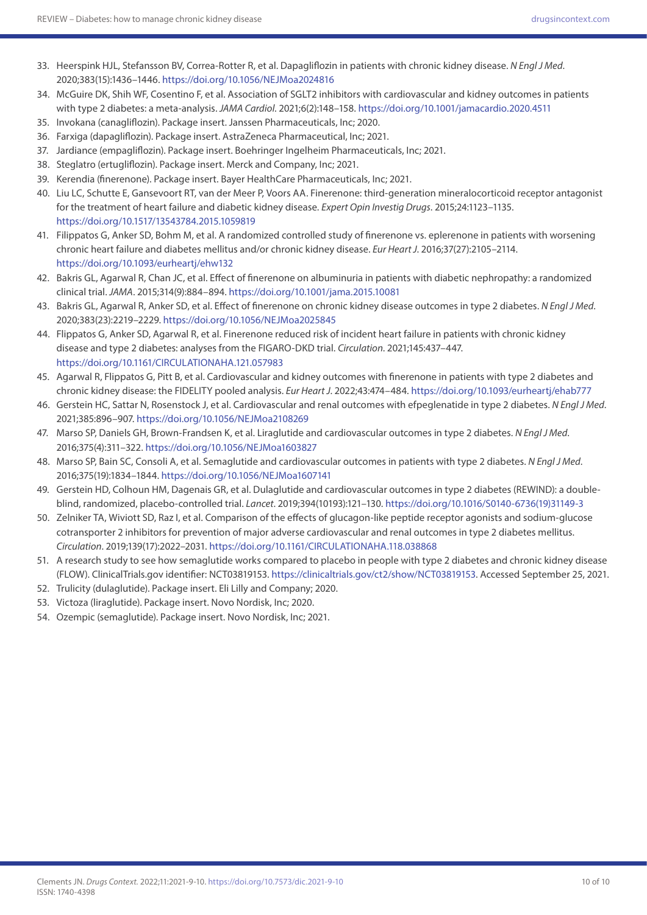33. Heerspink HJL, Stefansson BV, Correa-Rotter R, et al. Dapagliflozin in patients with chronic kidney disease. *N Engl J Med*. 2020;383(15):1436–1446. https://doi.org/10.1056/NEJMoa2024816
34. McGuire DK, Shih WF, Cosentino F, et al. Association of SGLT2 inhibitors with cardiovascular and kidney outcomes in patients with type 2 diabetes: a meta-analysis. *JAMA Cardiol*. 2021;6(2):148–158. https://doi.org/10.1001/jamacardio.2020.4511
35. Invokana (canagliflozin). Package insert. Janssen Pharmaceuticals, Inc; 2020.
36. Farxiga (dapagliflozin). Package insert. AstraZeneca Pharmaceutical, Inc; 2021.
37. Jardiance (empagliflozin). Package insert. Boehringer Ingelheim Pharmaceuticals, Inc; 2021.
38. Steglatro (ertugliflozin). Package insert. Merck and Company, Inc; 2021.
39. Kerendia (finerenone). Package insert. Bayer HealthCare Pharmaceuticals, Inc; 2021.
40. Liu LC, Schutte E, Gansevoort RT, van der Meer P, Voors AA. Finerenone: third-generation mineralocorticoid receptor antagonist for the treatment of heart failure and diabetic kidney disease. *Expert Opin Investig Drugs*. 2015;24:1123–1135. https://doi.org/10.1517/13543784.2015.1059819
41. Filippatos G, Anker SD, Bohm M, et al. A randomized controlled study of finerenone vs. eplerenone in patients with worsening chronic heart failure and diabetes mellitus and/or chronic kidney disease. *Eur Heart J*. 2016;37(27):2105–2114. https://doi.org/10.1093/eurheartj/ehw132
42. Bakris GL, Agarwal R, Chan JC, et al. Effect of finerenone on albuminuria in patients with diabetic nephropathy: a randomized clinical trial. *JAMA*. 2015;314(9):884–894. https://doi.org/10.1001/jama.2015.10081
43. Bakris GL, Agarwal R, Anker SD, et al. Effect of finerenone on chronic kidney disease outcomes in type 2 diabetes. *N Engl J Med*. 2020;383(23):2219–2229. https://doi.org/10.1056/NEJMoa2025845
44. Flippatos G, Anker SD, Agarwal R, et al. Finerenone reduced risk of incident heart failure in patients with chronic kidney disease and type 2 diabetes: analyses from the FIGARO-DKD trial. *Circulation*. 2021;145:437–447. https://doi.org/10.1161/CIRCULATIONAHA.121.057983
45. Agarwal R, Flippatos G, Pitt B, et al. Cardiovascular and kidney outcomes with finerenone in patients with type 2 diabetes and chronic kidney disease: the FIDELITY pooled analysis. *Eur Heart J*. 2022;43:474–484. https://doi.org/10.1093/eurheartj/ehab777
46. Gerstein HC, Sattar N, Rosenstock J, et al. Cardiovascular and renal outcomes with efpeglenatide in type 2 diabetes. *N Engl J Med*. 2021;385:896–907. https://doi.org/10.1056/NEJMoa2108269
47. Marso SP, Daniels GH, Brown-Frandsen K, et al. Liraglutide and cardiovascular outcomes in type 2 diabetes. *N Engl J Med*. 2016;375(4):311–322. https://doi.org/10.1056/NEJMoa1603827
48. Marso SP, Bain SC, Consoli A, et al. Semaglutide and cardiovascular outcomes in patients with type 2 diabetes. *N Engl J Med*. 2016;375(19):1834–1844. https://doi.org/10.1056/NEJMoa1607141
49. Gerstein HD, Colhoun HM, Dagenais GR, et al. Dulaglutide and cardiovascular outcomes in type 2 diabetes (REWIND): a double-blind, randomized, placebo-controlled trial. *Lancet*. 2019;394(10193):121–130. https://doi.org/10.1016/S0140-6736(19)31149-3
50. Zelniker TA, Wiviott SD, Raz I, et al. Comparison of the effects of glucagon-like peptide receptor agonists and sodium-glucose cotransporter 2 inhibitors for prevention of major adverse cardiovascular and renal outcomes in type 2 diabetes mellitus. *Circulation*. 2019;139(17):2022–2031. https://doi.org/10.1161/CIRCULATIONAHA.118.038868
51. A research study to see how semaglutide works compared to placebo in people with type 2 diabetes and chronic kidney disease (FLOW). ClinicalTrials.gov identifier: NCT03819153. https://clinicaltrials.gov/ct2/show/NCT03819153. Accessed September 25, 2021.
52. Trulicity (dulaglutide). Package insert. Eli Lilly and Company; 2020.
53. Victoza (liraglutide). Package insert. Novo Nordisk, Inc; 2020.
54. Ozempic (semaglutide). Package insert. Novo Nordisk, Inc; 2021.